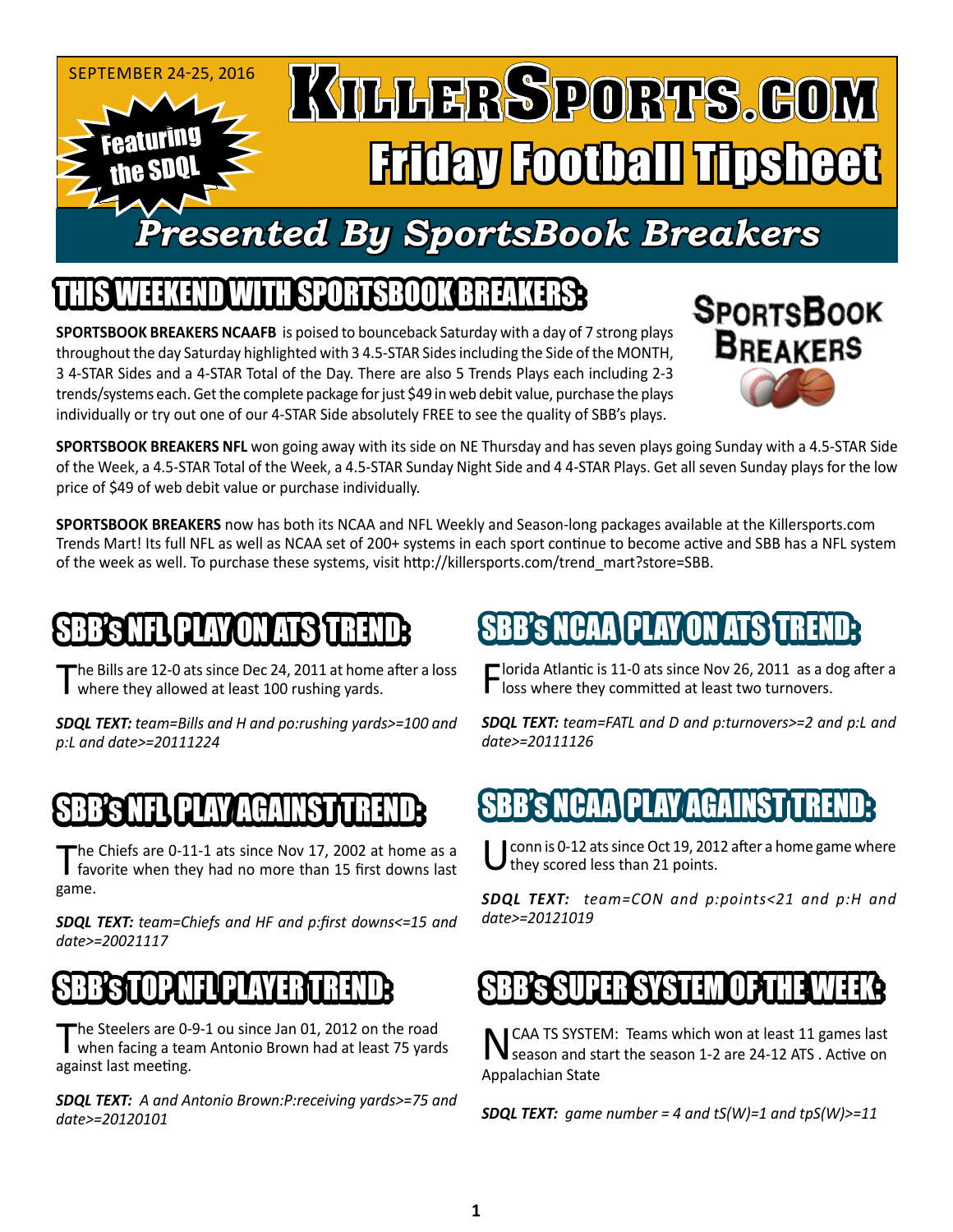SEPTEMBER 24-25, 2016

Featuring the SDQL

# KillerSports.com Friday Football Tipsheet

## Presented By SportsBook Breakers

## THIS WEEKEND WITH SPORTSBOOK BREAKERS:

**SPORTSBOOK BREAKERS NCAAFB** is poised to bounceback Saturday with a day of 7 strong plays throughout the day Saturday highlighted with 3 4.5-STAR Sides including the Side of the MONTH, 3 4-STAR Sides and a 4-STAR Total of the Day. There are also 5 Trends Plays each including 2-3 trends/systems each. Get the complete package for just $49 in web debit value, purchase the plays individually or try out one of our 4-STAR Side absolutely FREE to see the quality of SBB's plays.

**SPORTSBOOK BREAKERS NFL** won going away with its side on NE Thursday and has seven plays going Sunday with a 4.5-STAR Side of the Week, a 4.5-STAR Total of the Week, a 4.5-STAR Sunday Night Side and 4 4-STAR Plays. Get all seven Sunday plays for the low price of $49 of web debit value or purchase individually.

**SPORTSBOOK BREAKERS** now has both its NCAA and NFL Weekly and Season-long packages available at the Killersports.com Trends Mart! Its full NFL as well as NCAA set of 200+ systems in each sport continue to become active and SBB has a NFL system of the week as well. To purchase these systems, visit http://killersports.com/trend_mart?store=SBB.

## SBB's NFL PLAY ON ATS TREND:

The Bills are 12-0 ats since Dec 24, 2011 at home after a loss where they allowed at least 100 rushing yards.

***SDQL TEXT:*** *team=Bills and H and po:rushing yards>=100 and p:L and date>=20111224*

## SBB's NFL PLAY AGAINST TREND:

The Chiefs are 0-11-1 ats since Nov 17, 2002 at home as a favorite when they had no more than 15 first downs last game.

***SDQL TEXT:*** *team=Chiefs and HF and p:first downs<=15 and date>=20021117*

## SBB's TOP NFL PLAYER TREND:

The Steelers are 0-9-1 ou since Jan 01, 2012 on the road when facing a team Antonio Brown had at least 75 yards against last meeting.

***SDQL TEXT:*** *A and Antonio Brown:P:receiving yards>=75 and date>=20120101*

## SBB's NCAA PLAY ON ATS TREND:

Florida Atlantic is 11-0 ats since Nov 26, 2011 as a dog after a loss where they committed at least two turnovers.

***SDQL TEXT:*** *team=FATL and D and p:turnovers>=2 and p:L and date>=20111126*

## SBB's NCAA PLAY AGAINST TREND:

Uconn is 0-12 ats since Oct 19, 2012 after a home game where they scored less than 21 points.

***SDQL TEXT:*** *team=CON and p:points<21 and p:H and date>=20121019*

## SBB's SUPER SYSTEM OF THE WEEK:

NCAA TS SYSTEM: Teams which won at least 11 games last season and start the season 1-2 are 24-12 ATS . Active on Appalachian State

***SDQL TEXT:*** *game number = 4 and tS(W)=1 and tpS(W)>=11*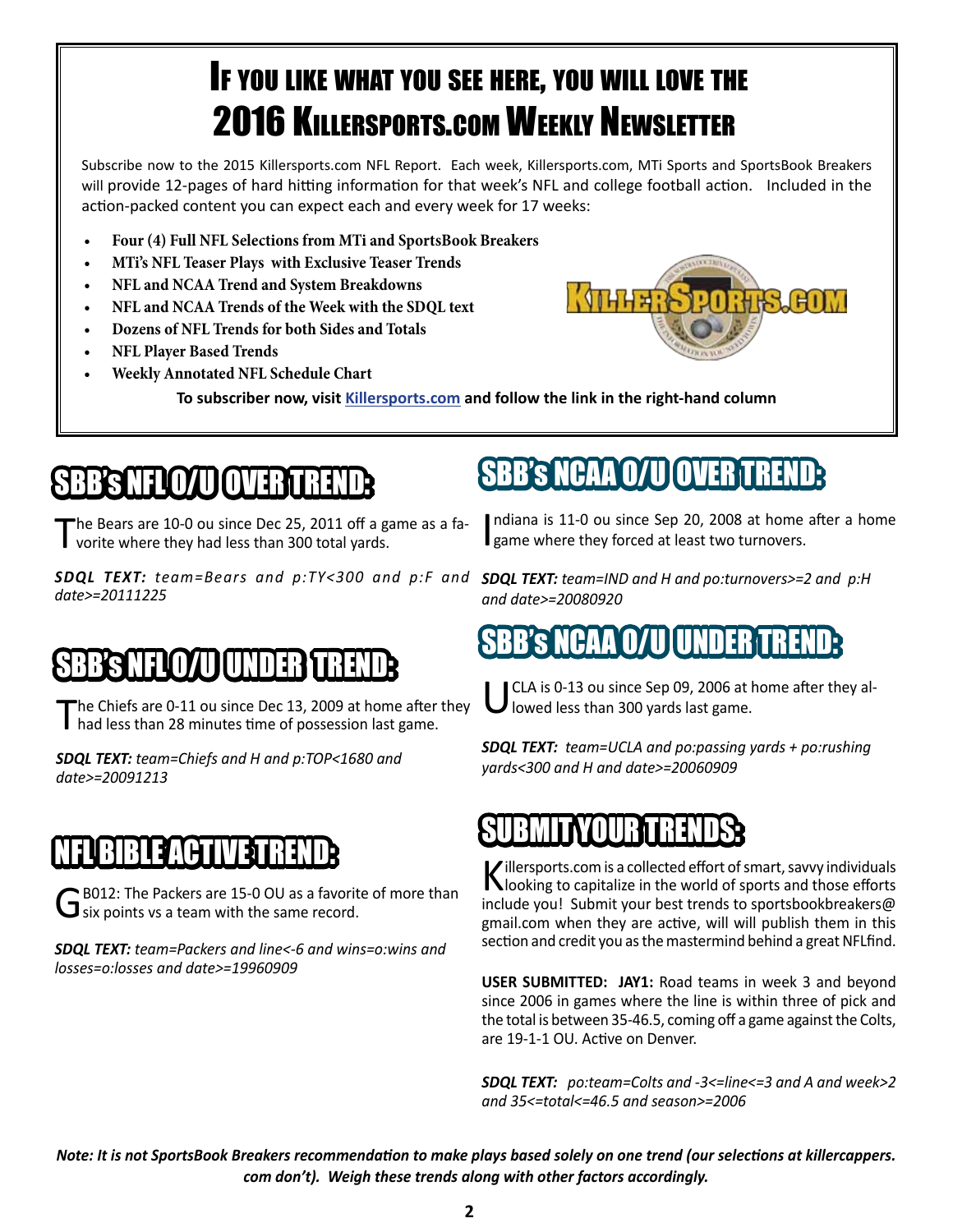# If you like what you see here, you will love the 2016 Killersports.com Weekly Newsletter

Subscribe now to the 2015 Killersports.com NFL Report. Each week, Killersports.com, MTi Sports and SportsBook Breakers will provide 12-pages of hard hitting information for that week's NFL and college football action. Included in the action-packed content you can expect each and every week for 17 weeks:

- **Four (4) Full NFL Selections from MTi and SportsBook Breakers**
- **MTi's NFL Teaser Plays with Exclusive Teaser Trends**
- **NFL and NCAA Trend and System Breakdowns**
- **NFL and NCAA Trends of the Week with the SDQL text**
- **Dozens of NFL Trends for both Sides and Totals**
- **NFL Player Based Trends**
- **Weekly Annotated NFL Schedule Chart**

**To subscriber now, visit Killersports.com and follow the link in the right-hand column**

## SBB's NFL O/U OVER TREND:

The Bears are 10-0 ou since Dec 25, 2011 off a game as a favorite where they had less than 300 total yards.

***SDQL TEXT:*** *team=Bears and p:TY<300 and p:F and date>=20111225*

## SBB's NFL O/U UNDER TREND:

The Chiefs are 0-11 ou since Dec 13, 2009 at home after they had less than 28 minutes time of possession last game.

***SDQL TEXT:*** *team=Chiefs and H and p:TOP<1680 and date>=20091213*

## NFL BIBLE ACTIVE TREND:

GB012: The Packers are 15-0 OU as a favorite of more than six points vs a team with the same record.

***SDQL TEXT:*** *team=Packers and line<-6 and wins=o:wins and losses=o:losses and date>=19960909*

## SBB's NCAA O/U OVER TREND:

Indiana is 11-0 ou since Sep 20, 2008 at home after a home game where they forced at least two turnovers.

***SDQL TEXT:*** *team=IND and H and po:turnovers>=2 and p:H and date>=20080920*

## SBB's NCAA O/U UNDER TREND:

UCLA is 0-13 ou since Sep 09, 2006 at home after they allowed less than 300 yards last game.

***SDQL TEXT:*** *team=UCLA and po:passing yards + po:rushing yards<300 and H and date>=20060909*

## SUBMIT YOUR TRENDS:

Killersports.com is a collected effort of smart, savvy individuals looking to capitalize in the world of sports and those efforts include you! Submit your best trends to sportsbookbreakers@gmail.com when they are active, will will publish them in this section and credit you as the mastermind behind a great NFLfind.

**USER SUBMITTED: JAY1:** Road teams in week 3 and beyond since 2006 in games where the line is within three of pick and the total is between 35-46.5, coming off a game against the Colts, are 19-1-1 OU. Active on Denver.

***SDQL TEXT:*** *po:team=Colts and -3<=line<=3 and A and week>2 and 35<=total<=46.5 and season>=2006*

***Note: It is not SportsBook Breakers recommendation to make plays based solely on one trend (our selections at killercappers.com don't). Weigh these trends along with other factors accordingly.***